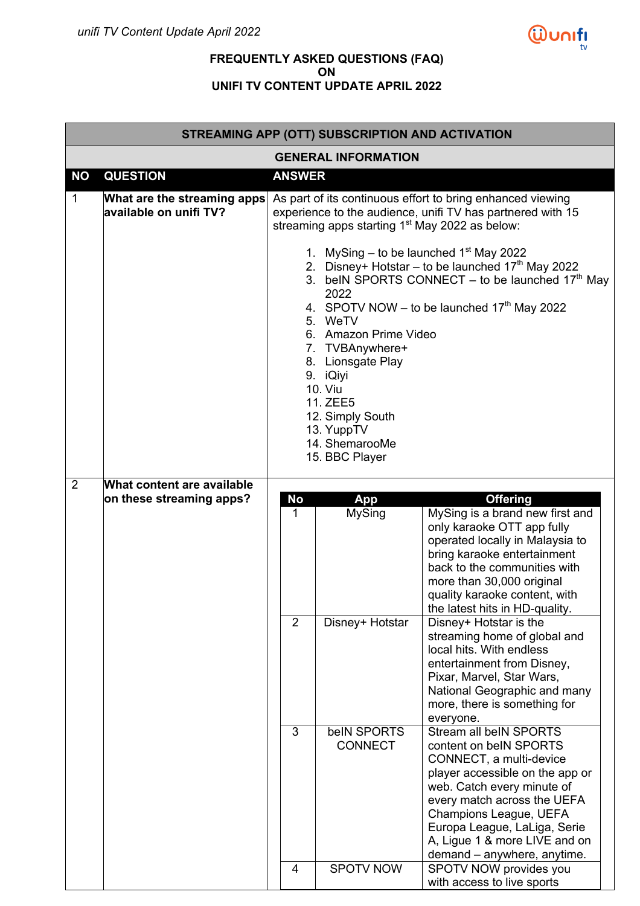# FREQUENTLY ASKED QUESTIONS (FAQ) ON UNIFI TV CONTENT UPDATE APRIL 2022

## STREAMING APP (OTT) SUBSCRIPTION AND ACTIVATION

### GENERAL INFORMATION

| NO | QUESTION | ANSWER |
|---|---|---|
| 1 | **What are the streaming apps available on unifi TV?** | As part of its continuous effort to bring enhanced viewing experience to the audience, unifi TV has partnered with 15 streaming apps starting 1st May 2022 as below:<br><br>1. MySing – to be launched 1st May 2022<br>2. Disney+ Hotstar – to be launched 17th May 2022<br>3. beIN SPORTS CONNECT – to be launched 17th May 2022<br>4. SPOTV NOW – to be launched 17th May 2022<br>5. WeTV<br>6. Amazon Prime Video<br>7. TVBAnywhere+<br>8. Lionsgate Play<br>9. iQiyi<br>10. Viu<br>11. ZEE5<br>12. Simply South<br>13. YuppTV<br>14. ShemarooMe<br>15. BBC Player |
| 2 | **What content are available on these streaming apps?** | (see table below) |

| No | App | Offering |
|---|---|---|
| 1 | MySing | MySing is a brand new first and only karaoke OTT app fully operated locally in Malaysia to bring karaoke entertainment back to the communities with more than 30,000 original quality karaoke content, with the latest hits in HD-quality. |
| 2 | Disney+ Hotstar | Disney+ Hotstar is the streaming home of global and local hits. With endless entertainment from Disney, Pixar, Marvel, Star Wars, National Geographic and many more, there is something for everyone. |
| 3 | beIN SPORTS CONNECT | Stream all beIN SPORTS content on beIN SPORTS CONNECT, a multi-device player accessible on the app or web. Catch every minute of every match across the UEFA Champions League, UEFA Europa League, LaLiga, Serie A, Ligue 1 & more LIVE and on demand – anywhere, anytime. |
| 4 | SPOTV NOW | SPOTV NOW provides you with access to live sports |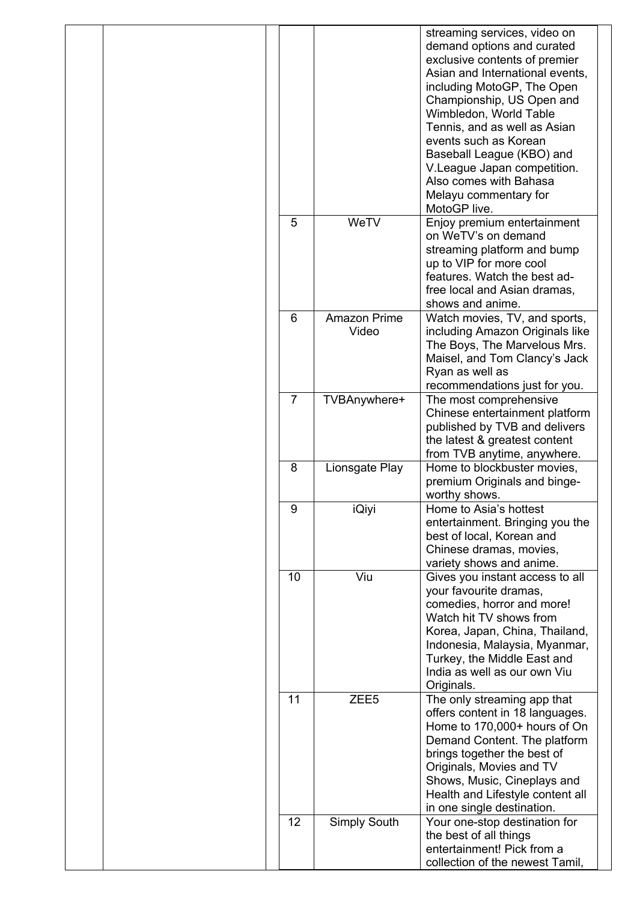|  |  |  |  | streaming services, video on demand options and curated exclusive contents of premier Asian and International events, including MotoGP, The Open Championship, US Open and Wimbledon, World Table Tennis, and as well as Asian events such as Korean Baseball League (KBO) and V.League Japan competition. Also comes with Bahasa Melayu commentary for MotoGP live. |  |
|---|---|---|---|---|---|
|  |  |  | 5 | WeTV | Enjoy premium entertainment on WeTV's on demand streaming platform and bump up to VIP for more cool features. Watch the best ad-free local and Asian dramas, shows and anime. |
|  |  |  | 6 | Amazon Prime Video | Watch movies, TV, and sports, including Amazon Originals like The Boys, The Marvelous Mrs. Maisel, and Tom Clancy's Jack Ryan as well as recommendations just for you. |
|  |  |  | 7 | TVBAnywhere+ | The most comprehensive Chinese entertainment platform published by TVB and delivers the latest & greatest content from TVB anytime, anywhere. |
|  |  |  | 8 | Lionsgate Play | Home to blockbuster movies, premium Originals and binge-worthy shows. |
|  |  |  | 9 | iQiyi | Home to Asia's hottest entertainment. Bringing you the best of local, Korean and Chinese dramas, movies, variety shows and anime. |
|  |  |  | 10 | Viu | Gives you instant access to all your favourite dramas, comedies, horror and more! Watch hit TV shows from Korea, Japan, China, Thailand, Indonesia, Malaysia, Myanmar, Turkey, the Middle East and India as well as our own Viu Originals. |
|  |  |  | 11 | ZEE5 | The only streaming app that offers content in 18 languages. Home to 170,000+ hours of On Demand Content. The platform brings together the best of Originals, Movies and TV Shows, Music, Cineplays and Health and Lifestyle content all in one single destination. |
|  |  |  | 12 | Simply South | Your one-stop destination for the best of all things entertainment! Pick from a collection of the newest Tamil, |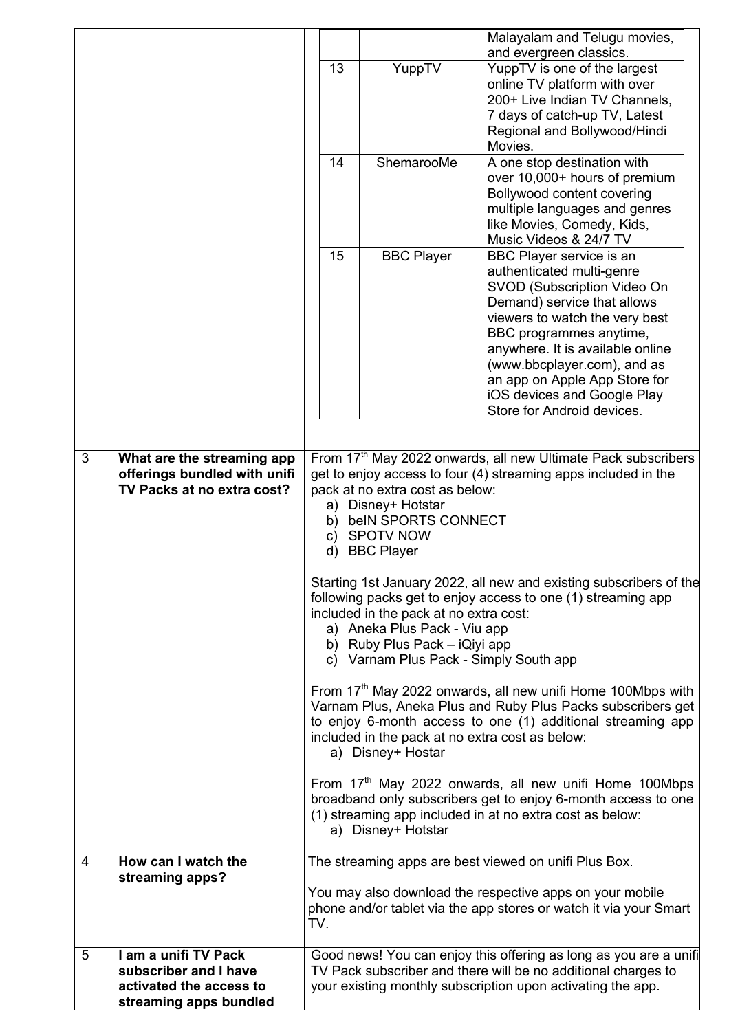| | | | | |
|---|---|---|---|---|
| | | | | Malayalam and Telugu movies, and evergreen classics. |
| | | 13 | YuppTV | YuppTV is one of the largest online TV platform with over 200+ Live Indian TV Channels, 7 days of catch-up TV, Latest Regional and Bollywood/Hindi Movies. |
| | | 14 | ShemarooMe | A one stop destination with over 10,000+ hours of premium Bollywood content covering multiple languages and genres like Movies, Comedy, Kids, Music Videos & 24/7 TV |
| | | 15 | BBC Player | BBC Player service is an authenticated multi-genre SVOD (Subscription Video On Demand) service that allows viewers to watch the very best BBC programmes anytime, anywhere. It is available online (www.bbcplayer.com), and as an app on Apple App Store for iOS devices and Google Play Store for Android devices. |

| | | |
|---|---|---|
| 3 | **What are the streaming app offerings bundled with unifi TV Packs at no extra cost?** | From 17th May 2022 onwards, all new Ultimate Pack subscribers get to enjoy access to four (4) streaming apps included in the pack at no extra cost as below:<br>a) Disney+ Hotstar<br>b) beIN SPORTS CONNECT<br>c) SPOTV NOW<br>d) BBC Player<br><br>Starting 1st January 2022, all new and existing subscribers of the following packs get to enjoy access to one (1) streaming app included in the pack at no extra cost:<br>a) Aneka Plus Pack - Viu app<br>b) Ruby Plus Pack – iQiyi app<br>c) Varnam Plus Pack - Simply South app<br><br>From 17th May 2022 onwards, all new unifi Home 100Mbps with Varnam Plus, Aneka Plus and Ruby Plus Packs subscribers get to enjoy 6-month access to one (1) additional streaming app included in the pack at no extra cost as below:<br>a) Disney+ Hostar<br><br>From 17th May 2022 onwards, all new unifi Home 100Mbps broadband only subscribers get to enjoy 6-month access to one (1) streaming app included in at no extra cost as below:<br>a) Disney+ Hotstar |
| 4 | **How can I watch the streaming apps?** | The streaming apps are best viewed on unifi Plus Box.<br><br>You may also download the respective apps on your mobile phone and/or tablet via the app stores or watch it via your Smart TV. |
| 5 | **I am a unifi TV Pack subscriber and I have activated the access to streaming apps bundled** | Good news! You can enjoy this offering as long as you are a unifi TV Pack subscriber and there will be no additional charges to your existing monthly subscription upon activating the app. |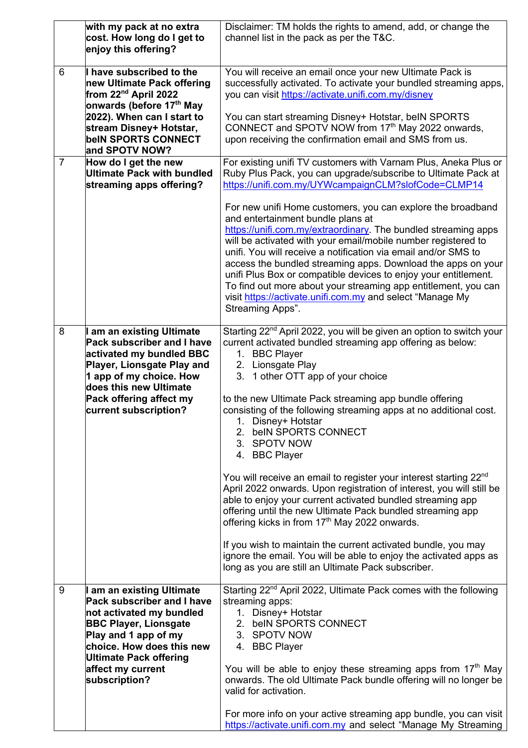|   |   |   |
|---|---|---|
|   | **with my pack at no extra cost. How long do I get to enjoy this offering?** | Disclaimer: TM holds the rights to amend, add, or change the channel list in the pack as per the T&C. |
| 6 | **I have subscribed to the new Ultimate Pack offering from 22nd April 2022 onwards (before 17th May 2022). When can I start to stream Disney+ Hotstar, beIN SPORTS CONNECT and SPOTV NOW?** | You will receive an email once your new Ultimate Pack is successfully activated. To activate your bundled streaming apps, you can visit https://activate.unifi.com.my/disney<br><br>You can start streaming Disney+ Hotstar, beIN SPORTS CONNECT and SPOTV NOW from 17th May 2022 onwards, upon receiving the confirmation email and SMS from us. |
| 7 | **How do I get the new Ultimate Pack with bundled streaming apps offering?** | For existing unifi TV customers with Varnam Plus, Aneka Plus or Ruby Plus Pack, you can upgrade/subscribe to Ultimate Pack at https://unifi.com.my/UYWcampaignCLM?slofCode=CLMP14<br><br>For new unifi Home customers, you can explore the broadband and entertainment bundle plans at https://unifi.com.my/extraordinary. The bundled streaming apps will be activated with your email/mobile number registered to unifi. You will receive a notification via email and/or SMS to access the bundled streaming apps. Download the apps on your unifi Plus Box or compatible devices to enjoy your entitlement. To find out more about your streaming app entitlement, you can visit https://activate.unifi.com.my and select "Manage My Streaming Apps". |
| 8 | **I am an existing Ultimate Pack subscriber and I have activated my bundled BBC Player, Lionsgate Play and 1 app of my choice. How does this new Ultimate Pack offering affect my current subscription?** | Starting 22nd April 2022, you will be given an option to switch your current activated bundled streaming app offering as below:<br>1. BBC Player<br>2. Lionsgate Play<br>3. 1 other OTT app of your choice<br><br>to the new Ultimate Pack streaming app bundle offering consisting of the following streaming apps at no additional cost.<br>1. Disney+ Hotstar<br>2. beIN SPORTS CONNECT<br>3. SPOTV NOW<br>4. BBC Player<br><br>You will receive an email to register your interest starting 22nd April 2022 onwards. Upon registration of interest, you will still be able to enjoy your current activated bundled streaming app offering until the new Ultimate Pack bundled streaming app offering kicks in from 17th May 2022 onwards.<br><br>If you wish to maintain the current activated bundle, you may ignore the email. You will be able to enjoy the activated apps as long as you are still an Ultimate Pack subscriber. |
| 9 | **I am an existing Ultimate Pack subscriber and I have not activated my bundled BBC Player, Lionsgate Play and 1 app of my choice. How does this new Ultimate Pack offering affect my current subscription?** | Starting 22nd April 2022, Ultimate Pack comes with the following streaming apps:<br>1. Disney+ Hotstar<br>2. beIN SPORTS CONNECT<br>3. SPOTV NOW<br>4. BBC Player<br><br>You will be able to enjoy these streaming apps from 17th May onwards. The old Ultimate Pack bundle offering will no longer be valid for activation.<br><br>For more info on your active streaming app bundle, you can visit https://activate.unifi.com.my and select "Manage My Streaming |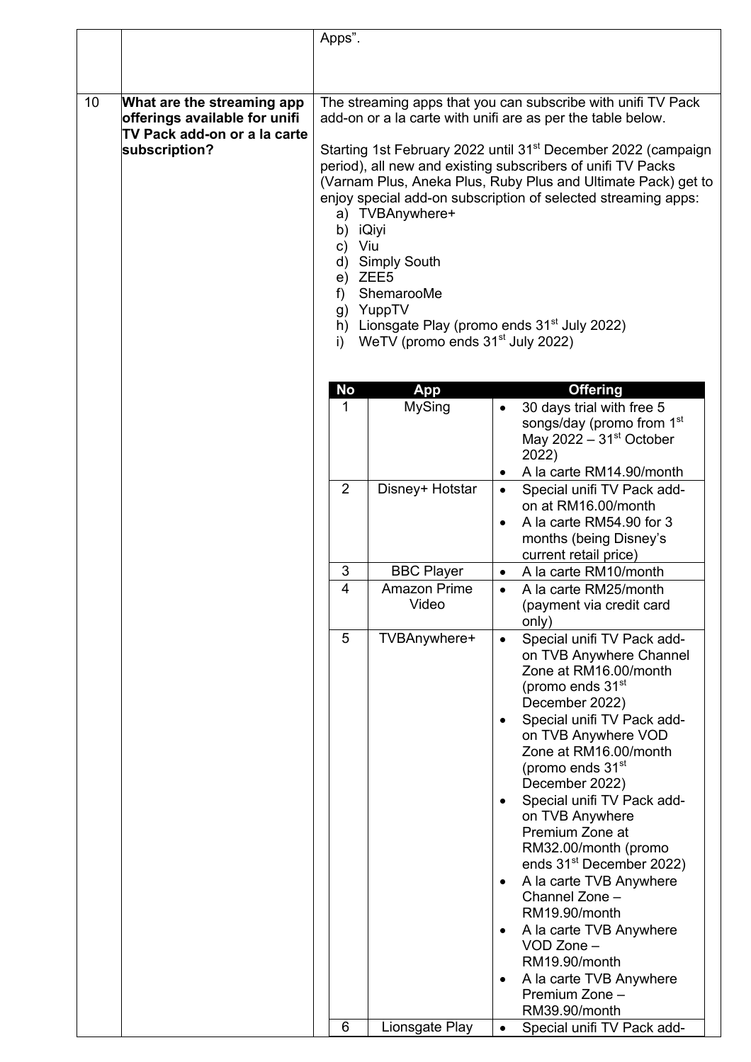| | | Apps". |
|---|---|---|
| 10 | **What are the streaming app offerings available for unifi TV Pack add-on or a la carte subscription?** | The streaming apps that you can subscribe with unifi TV Pack add-on or a la carte with unifi are as per the table below.<br><br>Starting 1st February 2022 until 31st December 2022 (campaign period), all new and existing subscribers of unifi TV Packs (Varnam Plus, Aneka Plus, Ruby Plus and Ultimate Pack) get to enjoy special add-on subscription of selected streaming apps:<br>a) TVBAnywhere+<br>b) iQiyi<br>c) Viu<br>d) Simply South<br>e) ZEE5<br>f) ShemarooMe<br>g) YuppTV<br>h) Lionsgate Play (promo ends 31st July 2022)<br>i) WeTV (promo ends 31st July 2022) |

| No | App | Offering |
|---|---|---|
| 1 | MySing | • 30 days trial with free 5 songs/day (promo from 1st May 2022 – 31st October 2022)<br>• A la carte RM14.90/month |
| 2 | Disney+ Hotstar | • Special unifi TV Pack add-on at RM16.00/month<br>• A la carte RM54.90 for 3 months (being Disney's current retail price) |
| 3 | BBC Player | • A la carte RM10/month |
| 4 | Amazon Prime Video | • A la carte RM25/month (payment via credit card only) |
| 5 | TVBAnywhere+ | • Special unifi TV Pack add-on TVB Anywhere Channel Zone at RM16.00/month (promo ends 31st December 2022)<br>• Special unifi TV Pack add-on TVB Anywhere VOD Zone at RM16.00/month (promo ends 31st December 2022)<br>• Special unifi TV Pack add-on TVB Anywhere Premium Zone at RM32.00/month (promo ends 31st December 2022)<br>• A la carte TVB Anywhere Channel Zone – RM19.90/month<br>• A la carte TVB Anywhere VOD Zone – RM19.90/month<br>• A la carte TVB Anywhere Premium Zone – RM39.90/month |
| 6 | Lionsgate Play | • Special unifi TV Pack add- |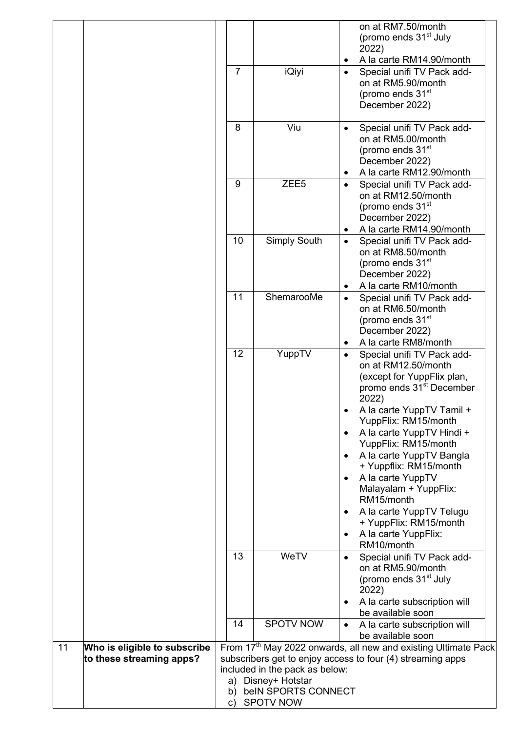| No | Question | Answer |
|---|---|---|
| | | | on at RM7.50/month (promo ends 31st July 2022)<br>• A la carte RM14.90/month |
| | | 7 \| iQiyi \| • Special unifi TV Pack add-on at RM5.90/month (promo ends 31st December 2022) |
| | | 8 \| Viu \| • Special unifi TV Pack add-on at RM5.00/month (promo ends 31st December 2022)<br>• A la carte RM12.90/month |
| | | 9 \| ZEE5 \| • Special unifi TV Pack add-on at RM12.50/month (promo ends 31st December 2022)<br>• A la carte RM14.90/month |
| | | 10 \| Simply South \| • Special unifi TV Pack add-on at RM8.50/month (promo ends 31st December 2022)<br>• A la carte RM10/month |
| | | 11 \| ShemarooMe \| • Special unifi TV Pack add-on at RM6.50/month (promo ends 31st December 2022)<br>• A la carte RM8/month |
| | | 12 \| YuppTV \| • Special unifi TV Pack add-on at RM12.50/month (except for YuppFlix plan, promo ends 31st December 2022)<br>• A la carte YuppTV Tamil + YuppFlix: RM15/month<br>• A la carte YuppTV Hindi + YuppFlix: RM15/month<br>• A la carte YuppTV Bangla + Yuppflix: RM15/month<br>• A la carte YuppTV Malayalam + YuppFlix: RM15/month<br>• A la carte YuppTV Telugu + YuppFlix: RM15/month<br>• A la carte YuppFlix: RM10/month |
| | | 13 \| WeTV \| • Special unifi TV Pack add-on at RM5.90/month (promo ends 31st July 2022)<br>• A la carte subscription will be available soon |
| | | 14 \| SPOTV NOW \| • A la carte subscription will be available soon |
| 11 | **Who is eligible to subscribe to these streaming apps?** | From 17th May 2022 onwards, all new and existing Ultimate Pack subscribers get to enjoy access to four (4) streaming apps included in the pack as below:<br>a) Disney+ Hotstar<br>b) beIN SPORTS CONNECT<br>c) SPOTV NOW |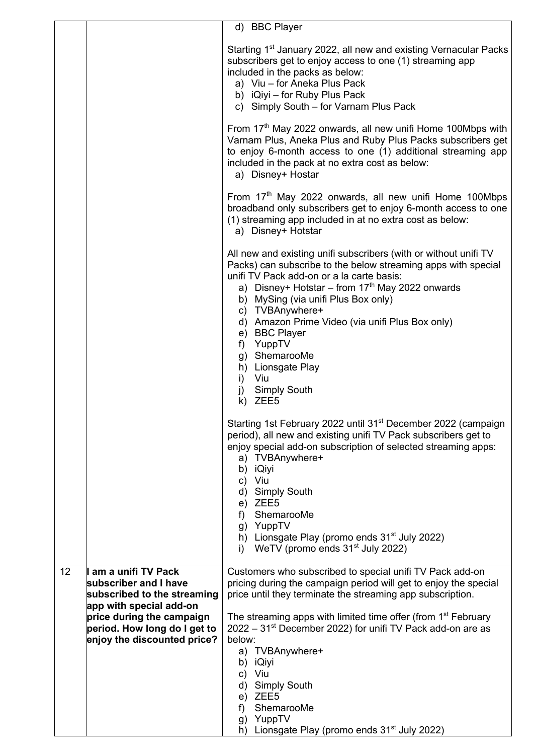| | | |
|---|---|---|
| | | d) BBC Player<br><br>Starting 1st January 2022, all new and existing Vernacular Packs subscribers get to enjoy access to one (1) streaming app included in the packs as below:<br>a) Viu – for Aneka Plus Pack<br>b) iQiyi – for Ruby Plus Pack<br>c) Simply South – for Varnam Plus Pack<br><br>From 17th May 2022 onwards, all new unifi Home 100Mbps with Varnam Plus, Aneka Plus and Ruby Plus Packs subscribers get to enjoy 6-month access to one (1) additional streaming app included in the pack at no extra cost as below:<br>a) Disney+ Hostar<br><br>From 17th May 2022 onwards, all new unifi Home 100Mbps broadband only subscribers get to enjoy 6-month access to one (1) streaming app included in at no extra cost as below:<br>a) Disney+ Hotstar<br><br>All new and existing unifi subscribers (with or without unifi TV Packs) can subscribe to the below streaming apps with special unifi TV Pack add-on or a la carte basis:<br>a) Disney+ Hotstar – from 17th May 2022 onwards<br>b) MySing (via unifi Plus Box only)<br>c) TVBAnywhere+<br>d) Amazon Prime Video (via unifi Plus Box only)<br>e) BBC Player<br>f) YuppTV<br>g) ShemarooMe<br>h) Lionsgate Play<br>i) Viu<br>j) Simply South<br>k) ZEE5<br><br>Starting 1st February 2022 until 31st December 2022 (campaign period), all new and existing unifi TV Pack subscribers get to enjoy special add-on subscription of selected streaming apps:<br>a) TVBAnywhere+<br>b) iQiyi<br>c) Viu<br>d) Simply South<br>e) ZEE5<br>f) ShemarooMe<br>g) YuppTV<br>h) Lionsgate Play (promo ends 31st July 2022)<br>i) WeTV (promo ends 31st July 2022) |
| 12 | **I am a unifi TV Pack subscriber and I have subscribed to the streaming app with special add-on price during the campaign period. How long do I get to enjoy the discounted price?** | Customers who subscribed to special unifi TV Pack add-on pricing during the campaign period will get to enjoy the special price until they terminate the streaming app subscription.<br><br>The streaming apps with limited time offer (from 1st February 2022 – 31st December 2022) for unifi TV Pack add-on are as below:<br>a) TVBAnywhere+<br>b) iQiyi<br>c) Viu<br>d) Simply South<br>e) ZEE5<br>f) ShemarooMe<br>g) YuppTV<br>h) Lionsgate Play (promo ends 31st July 2022) |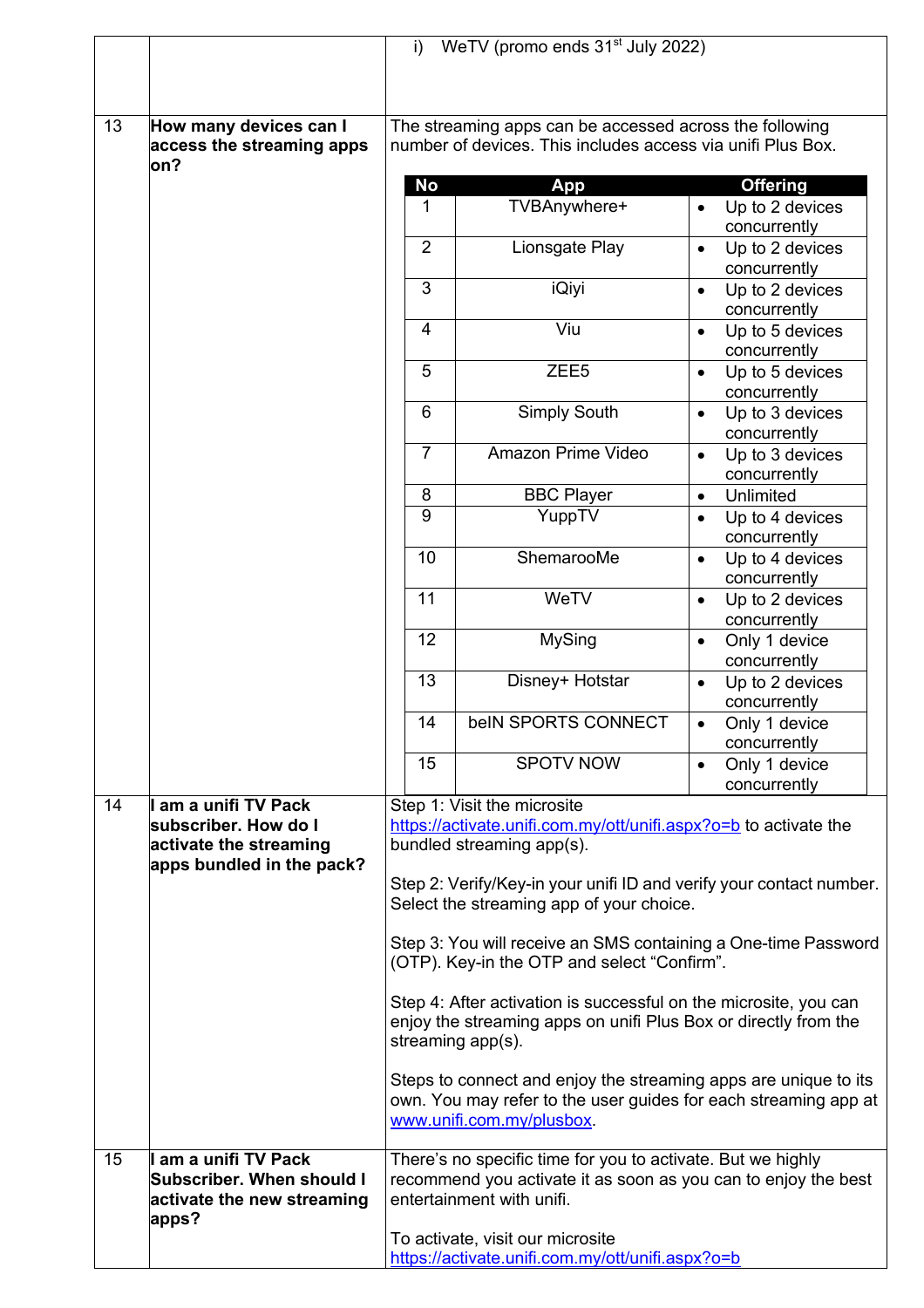| | | |
|---|---|---|
| | | i) WeTV (promo ends 31st July 2022) |
| 13 | **How many devices can I access the streaming apps on?** | The streaming apps can be accessed across the following number of devices. This includes access via unifi Plus Box.<br><br>**No** \| **App** \| **Offering**<br>1 \| TVBAnywhere+ \| • Up to 2 devices concurrently<br>2 \| Lionsgate Play \| • Up to 2 devices concurrently<br>3 \| iQiyi \| • Up to 2 devices concurrently<br>4 \| Viu \| • Up to 5 devices concurrently<br>5 \| ZEE5 \| • Up to 5 devices concurrently<br>6 \| Simply South \| • Up to 3 devices concurrently<br>7 \| Amazon Prime Video \| • Up to 3 devices concurrently<br>8 \| BBC Player \| • Unlimited<br>9 \| YuppTV \| • Up to 4 devices concurrently<br>10 \| ShemarooMe \| • Up to 4 devices concurrently<br>11 \| WeTV \| • Up to 2 devices concurrently<br>12 \| MySing \| • Only 1 device concurrently<br>13 \| Disney+ Hotstar \| • Up to 2 devices concurrently<br>14 \| beIN SPORTS CONNECT \| • Only 1 device concurrently<br>15 \| SPOTV NOW \| • Only 1 device concurrently |
| 14 | **I am a unifi TV Pack subscriber. How do I activate the streaming apps bundled in the pack?** | Step 1: Visit the microsite https://activate.unifi.com.my/ott/unifi.aspx?o=b to activate the bundled streaming app(s).<br><br>Step 2: Verify/Key-in your unifi ID and verify your contact number. Select the streaming app of your choice.<br><br>Step 3: You will receive an SMS containing a One-time Password (OTP). Key-in the OTP and select "Confirm".<br><br>Step 4: After activation is successful on the microsite, you can enjoy the streaming apps on unifi Plus Box or directly from the streaming app(s).<br><br>Steps to connect and enjoy the streaming apps are unique to its own. You may refer to the user guides for each streaming app at www.unifi.com.my/plusbox. |
| 15 | **I am a unifi TV Pack Subscriber. When should I activate the new streaming apps?** | There's no specific time for you to activate. But we highly recommend you activate it as soon as you can to enjoy the best entertainment with unifi.<br><br>To activate, visit our microsite https://activate.unifi.com.my/ott/unifi.aspx?o=b |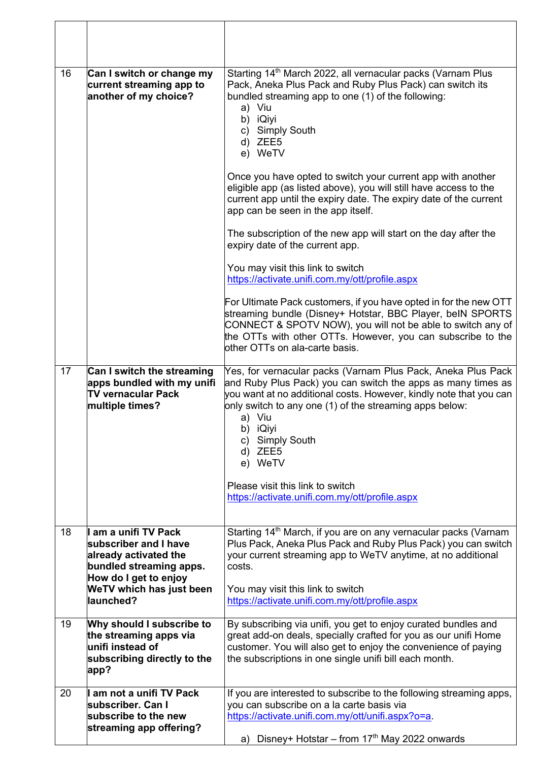| | | |
|---|---|---|
| | | |
| 16 | **Can I switch or change my current streaming app to another of my choice?** | Starting 14th March 2022, all vernacular packs (Varnam Plus Pack, Aneka Plus Pack and Ruby Plus Pack) can switch its bundled streaming app to one (1) of the following:<br>a) Viu<br>b) iQiyi<br>c) Simply South<br>d) ZEE5<br>e) WeTV<br><br>Once you have opted to switch your current app with another eligible app (as listed above), you will still have access to the current app until the expiry date. The expiry date of the current app can be seen in the app itself.<br><br>The subscription of the new app will start on the day after the expiry date of the current app.<br><br>You may visit this link to switch https://activate.unifi.com.my/ott/profile.aspx<br><br>For Ultimate Pack customers, if you have opted in for the new OTT streaming bundle (Disney+ Hotstar, BBC Player, beIN SPORTS CONNECT & SPOTV NOW), you will not be able to switch any of the OTTs with other OTTs. However, you can subscribe to the other OTTs on ala-carte basis. |
| 17 | **Can I switch the streaming apps bundled with my unifi TV vernacular Pack multiple times?** | Yes, for vernacular packs (Varnam Plus Pack, Aneka Plus Pack and Ruby Plus Pack) you can switch the apps as many times as you want at no additional costs. However, kindly note that you can only switch to any one (1) of the streaming apps below:<br>a) Viu<br>b) iQiyi<br>c) Simply South<br>d) ZEE5<br>e) WeTV<br><br>Please visit this link to switch https://activate.unifi.com.my/ott/profile.aspx |
| 18 | **I am a unifi TV Pack subscriber and I have already activated the bundled streaming apps. How do I get to enjoy WeTV which has just been launched?** | Starting 14th March, if you are on any vernacular packs (Varnam Plus Pack, Aneka Plus Pack and Ruby Plus Pack) you can switch your current streaming app to WeTV anytime, at no additional costs.<br><br>You may visit this link to switch https://activate.unifi.com.my/ott/profile.aspx |
| 19 | **Why should I subscribe to the streaming apps via unifi instead of subscribing directly to the app?** | By subscribing via unifi, you get to enjoy curated bundles and great add-on deals, specially crafted for you as our unifi Home customer. You will also get to enjoy the convenience of paying the subscriptions in one single unifi bill each month. |
| 20 | **I am not a unifi TV Pack subscriber. Can I subscribe to the new streaming app offering?** | If you are interested to subscribe to the following streaming apps, you can subscribe on a la carte basis via https://activate.unifi.com.my/ott/unifi.aspx?o=a.<br><br>a) Disney+ Hotstar – from 17th May 2022 onwards |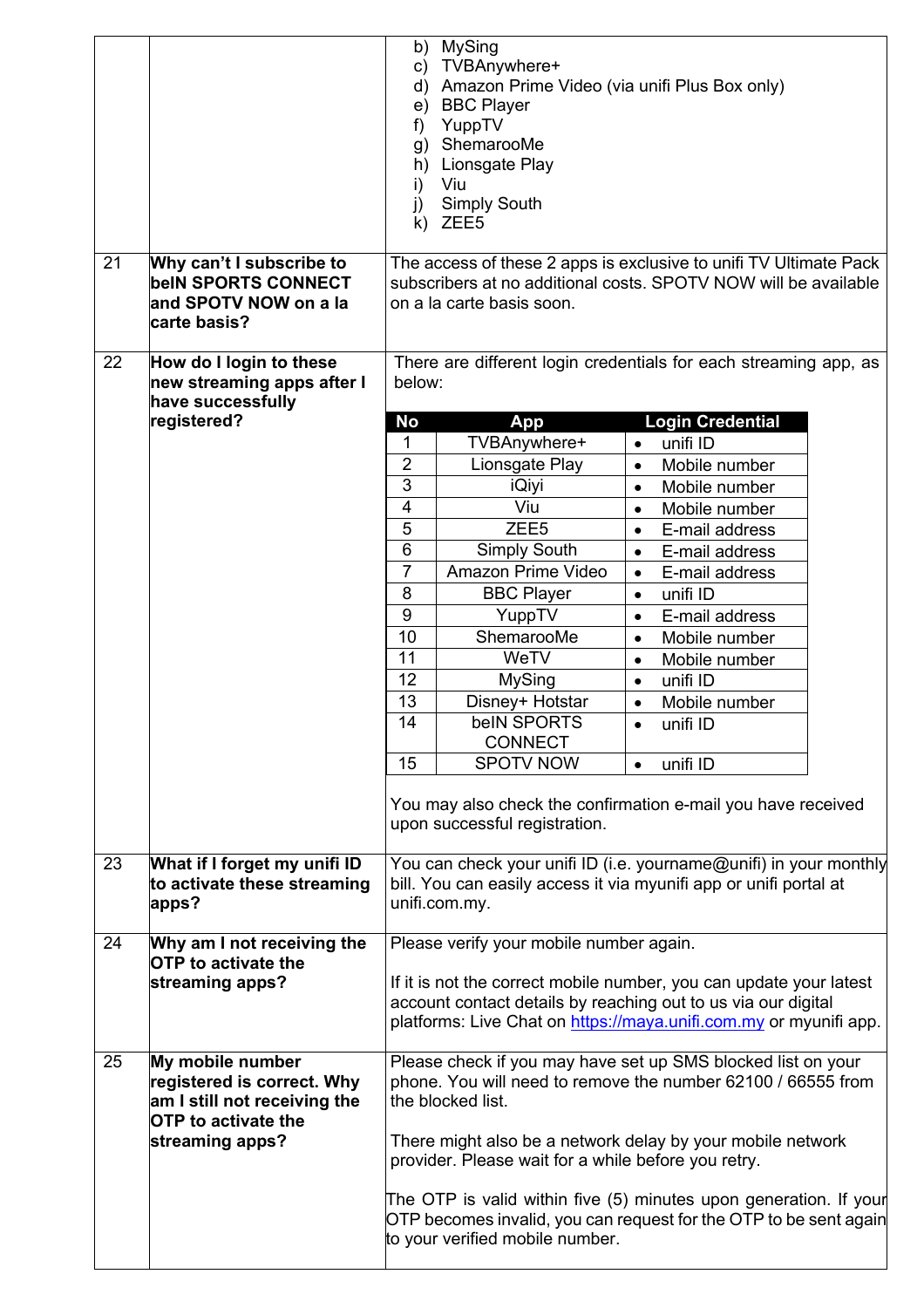| | | |
|---|---|---|
| | | b) MySing<br>c) TVBAnywhere+<br>d) Amazon Prime Video (via unifi Plus Box only)<br>e) BBC Player<br>f) YuppTV<br>g) ShemarooMe<br>h) Lionsgate Play<br>i) Viu<br>j) Simply South<br>k) ZEE5 |
| 21 | **Why can't I subscribe to beIN SPORTS CONNECT and SPOTV NOW on a la carte basis?** | The access of these 2 apps is exclusive to unifi TV Ultimate Pack subscribers at no additional costs. SPOTV NOW will be available on a la carte basis soon. |
| 22 | **How do I login to these new streaming apps after I have successfully registered?** | There are different login credentials for each streaming app, as below: (see table below)<br><br>You may also check the confirmation e-mail you have received upon successful registration. |
| 23 | **What if I forget my unifi ID to activate these streaming apps?** | You can check your unifi ID (i.e. yourname@unifi) in your monthly bill. You can easily access it via myunifi app or unifi portal at unifi.com.my. |
| 24 | **Why am I not receiving the OTP to activate the streaming apps?** | Please verify your mobile number again.<br><br>If it is not the correct mobile number, you can update your latest account contact details by reaching out to us via our digital platforms: Live Chat on [https://maya.unifi.com.my](https://maya.unifi.com.my) or myunifi app. |
| 25 | **My mobile number registered is correct. Why am I still not receiving the OTP to activate the streaming apps?** | Please check if you may have set up SMS blocked list on your phone. You will need to remove the number 62100 / 66555 from the blocked list.<br><br>There might also be a network delay by your mobile network provider. Please wait for a while before you retry.<br><br>The OTP is valid within five (5) minutes upon generation. If your OTP becomes invalid, you can request for the OTP to be sent again to your verified mobile number. |

Login credentials for question 22:

| No | App | Login Credential |
|---|---|---|
| 1 | TVBAnywhere+ | • unifi ID |
| 2 | Lionsgate Play | • Mobile number |
| 3 | iQiyi | • Mobile number |
| 4 | Viu | • Mobile number |
| 5 | ZEE5 | • E-mail address |
| 6 | Simply South | • E-mail address |
| 7 | Amazon Prime Video | • E-mail address |
| 8 | BBC Player | • unifi ID |
| 9 | YuppTV | • E-mail address |
| 10 | ShemarooMe | • Mobile number |
| 11 | WeTV | • Mobile number |
| 12 | MySing | • unifi ID |
| 13 | Disney+ Hotstar | • Mobile number |
| 14 | beIN SPORTS CONNECT | • unifi ID |
| 15 | SPOTV NOW | • unifi ID |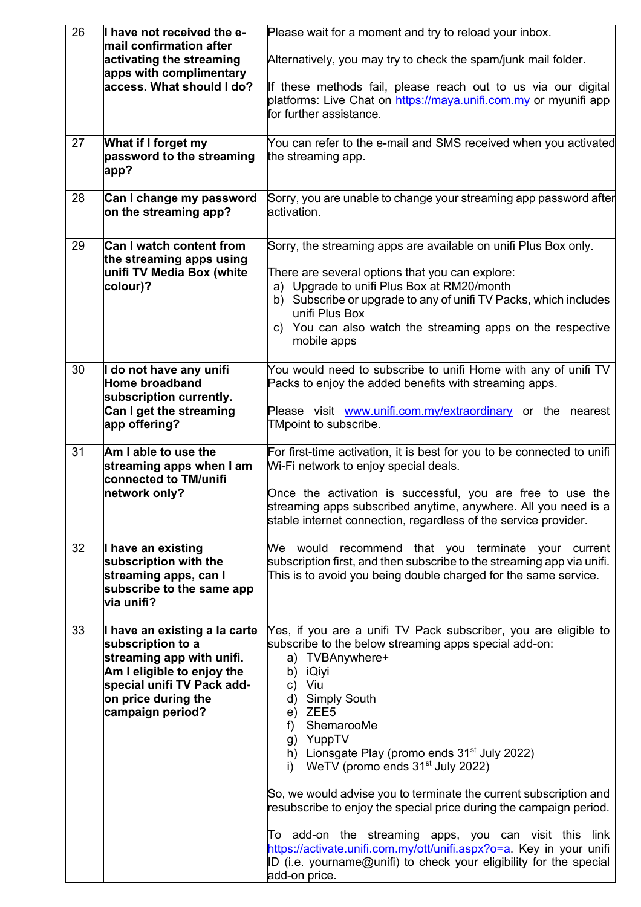| 26 | **I have not received the e-mail confirmation after activating the streaming apps with complimentary access. What should I do?** | Please wait for a moment and try to reload your inbox.<br><br>Alternatively, you may try to check the spam/junk mail folder.<br><br>If these methods fail, please reach out to us via our digital platforms: Live Chat on https://maya.unifi.com.my or myunifi app for further assistance. |
|---|---|---|
| 27 | **What if I forget my password to the streaming app?** | You can refer to the e-mail and SMS received when you activated the streaming app. |
| 28 | **Can I change my password on the streaming app?** | Sorry, you are unable to change your streaming app password after activation. |
| 29 | **Can I watch content from the streaming apps using unifi TV Media Box (white colour)?** | Sorry, the streaming apps are available on unifi Plus Box only.<br><br>There are several options that you can explore:<br>a) Upgrade to unifi Plus Box at RM20/month<br>b) Subscribe or upgrade to any of unifi TV Packs, which includes unifi Plus Box<br>c) You can also watch the streaming apps on the respective mobile apps |
| 30 | **I do not have any unifi Home broadband subscription currently. Can I get the streaming app offering?** | You would need to subscribe to unifi Home with any of unifi TV Packs to enjoy the added benefits with streaming apps.<br><br>Please visit www.unifi.com.my/extraordinary or the nearest TMpoint to subscribe. |
| 31 | **Am I able to use the streaming apps when I am connected to TM/unifi network only?** | For first-time activation, it is best for you to be connected to unifi Wi-Fi network to enjoy special deals.<br><br>Once the activation is successful, you are free to use the streaming apps subscribed anytime, anywhere. All you need is a stable internet connection, regardless of the service provider. |
| 32 | **I have an existing subscription with the streaming apps, can I subscribe to the same app via unifi?** | We would recommend that you terminate your current subscription first, and then subscribe to the streaming app via unifi. This is to avoid you being double charged for the same service. |
| 33 | **I have an existing a la carte subscription to a streaming app with unifi. Am I eligible to enjoy the special unifi TV Pack add-on price during the campaign period?** | Yes, if you are a unifi TV Pack subscriber, you are eligible to subscribe to the below streaming apps special add-on:<br>a) TVBAnywhere+<br>b) iQiyi<br>c) Viu<br>d) Simply South<br>e) ZEE5<br>f) ShemarooMe<br>g) YuppTV<br>h) Lionsgate Play (promo ends 31st July 2022)<br>i) WeTV (promo ends 31st July 2022)<br><br>So, we would advise you to terminate the current subscription and resubscribe to enjoy the special price during the campaign period.<br><br>To add-on the streaming apps, you can visit this link https://activate.unifi.com.my/ott/unifi.aspx?o=a. Key in your unifi ID (i.e. yourname@unifi) to check your eligibility for the special add-on price. |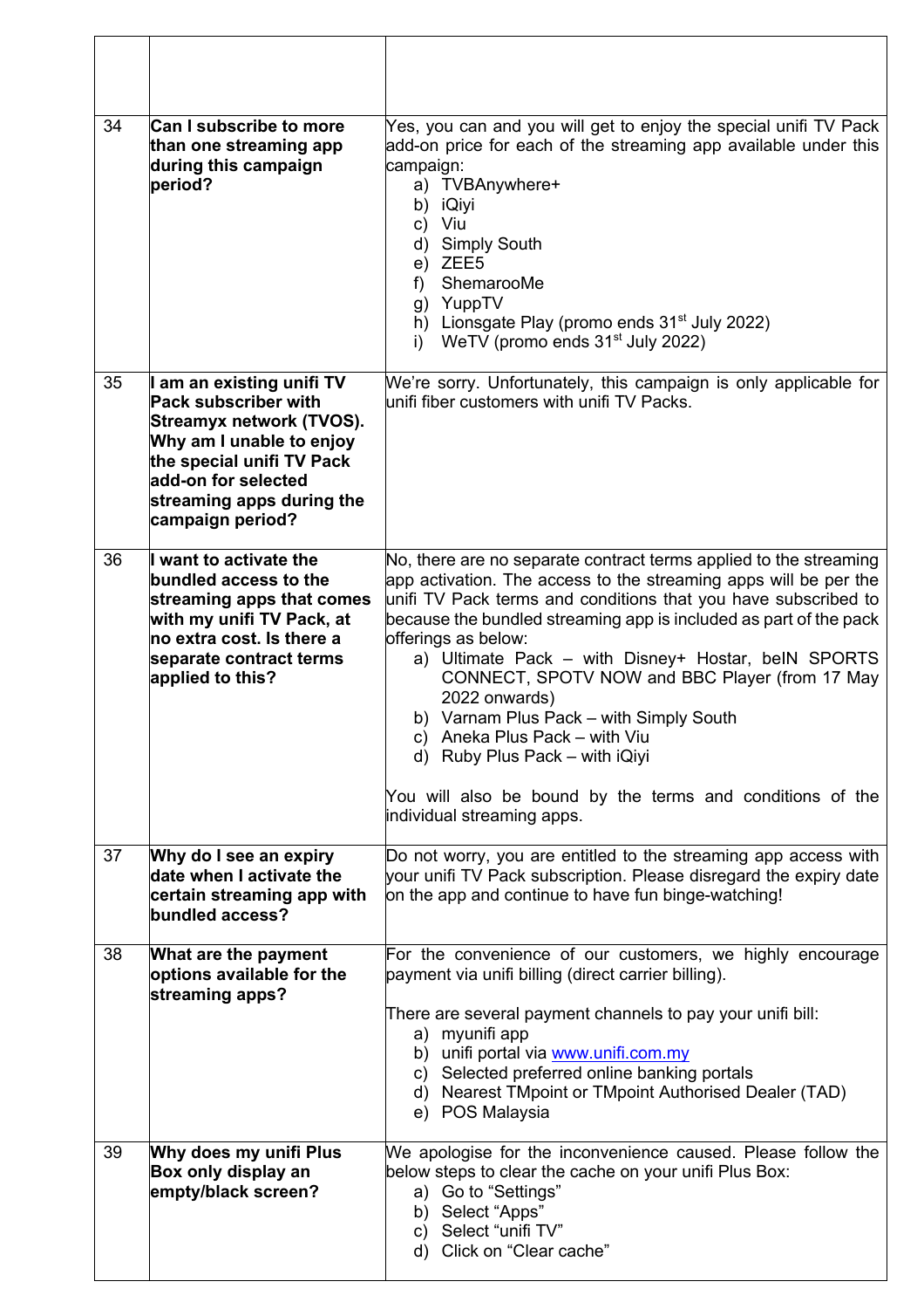| | | |
|---|---|---|
| | | |
| 34 | **Can I subscribe to more than one streaming app during this campaign period?** | Yes, you can and you will get to enjoy the special unifi TV Pack add-on price for each of the streaming app available under this campaign:<br>a) TVBAnywhere+<br>b) iQiyi<br>c) Viu<br>d) Simply South<br>e) ZEE5<br>f) ShemarooMe<br>g) YuppTV<br>h) Lionsgate Play (promo ends 31st July 2022)<br>i) WeTV (promo ends 31st July 2022) |
| 35 | **I am an existing unifi TV Pack subscriber with Streamyx network (TVOS). Why am I unable to enjoy the special unifi TV Pack add-on for selected streaming apps during the campaign period?** | We're sorry. Unfortunately, this campaign is only applicable for unifi fiber customers with unifi TV Packs. |
| 36 | **I want to activate the bundled access to the streaming apps that comes with my unifi TV Pack, at no extra cost. Is there a separate contract terms applied to this?** | No, there are no separate contract terms applied to the streaming app activation. The access to the streaming apps will be per the unifi TV Pack terms and conditions that you have subscribed to because the bundled streaming app is included as part of the pack offerings as below:<br>a) Ultimate Pack – with Disney+ Hostar, beIN SPORTS CONNECT, SPOTV NOW and BBC Player (from 17 May 2022 onwards)<br>b) Varnam Plus Pack – with Simply South<br>c) Aneka Plus Pack – with Viu<br>d) Ruby Plus Pack – with iQiyi<br><br>You will also be bound by the terms and conditions of the individual streaming apps. |
| 37 | **Why do I see an expiry date when I activate the certain streaming app with bundled access?** | Do not worry, you are entitled to the streaming app access with your unifi TV Pack subscription. Please disregard the expiry date on the app and continue to have fun binge-watching! |
| 38 | **What are the payment options available for the streaming apps?** | For the convenience of our customers, we highly encourage payment via unifi billing (direct carrier billing).<br><br>There are several payment channels to pay your unifi bill:<br>a) myunifi app<br>b) unifi portal via www.unifi.com.my<br>c) Selected preferred online banking portals<br>d) Nearest TMpoint or TMpoint Authorised Dealer (TAD)<br>e) POS Malaysia |
| 39 | **Why does my unifi Plus Box only display an empty/black screen?** | We apologise for the inconvenience caused. Please follow the below steps to clear the cache on your unifi Plus Box:<br>a) Go to "Settings"<br>b) Select "Apps"<br>c) Select "unifi TV"<br>d) Click on "Clear cache" |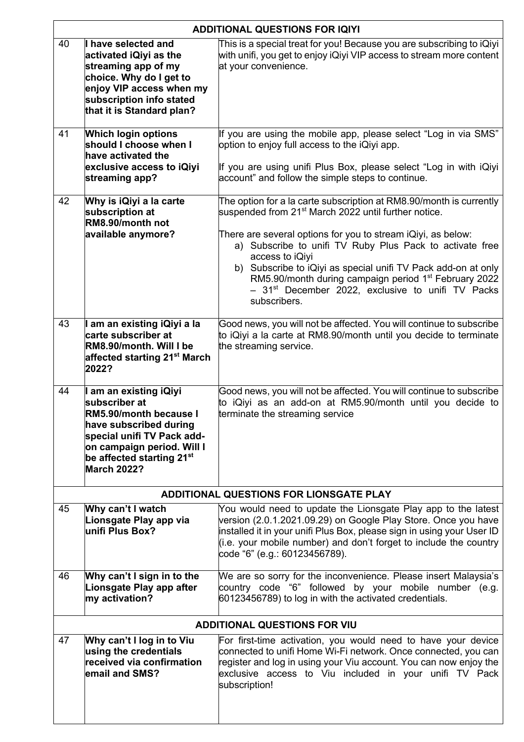| | ADDITIONAL QUESTIONS FOR IQIYI | |
|---|---|---|
| 40 | **I have selected and activated iQiyi as the streaming app of my choice. Why do I get to enjoy VIP access when my subscription info stated that it is Standard plan?** | This is a special treat for you! Because you are subscribing to iQiyi with unifi, you get to enjoy iQiyi VIP access to stream more content at your convenience. |
| 41 | **Which login options should I choose when I have activated the exclusive access to iQiyi streaming app?** | If you are using the mobile app, please select "Log in via SMS" option to enjoy full access to the iQiyi app.<br><br>If you are using unifi Plus Box, please select "Log in with iQiyi account" and follow the simple steps to continue. |
| 42 | **Why is iQiyi a la carte subscription at RM8.90/month not available anymore?** | The option for a la carte subscription at RM8.90/month is currently suspended from 21st March 2022 until further notice.<br><br>There are several options for you to stream iQiyi, as below:<br>a) Subscribe to unifi TV Ruby Plus Pack to activate free access to iQiyi<br>b) Subscribe to iQiyi as special unifi TV Pack add-on at only RM5.90/month during campaign period 1st February 2022 – 31st December 2022, exclusive to unifi TV Packs subscribers. |
| 43 | **I am an existing iQiyi a la carte subscriber at RM8.90/month. Will I be affected starting 21st March 2022?** | Good news, you will not be affected. You will continue to subscribe to iQiyi a la carte at RM8.90/month until you decide to terminate the streaming service. |
| 44 | **I am an existing iQiyi subscriber at RM5.90/month because I have subscribed during special unifi TV Pack add-on campaign period. Will I be affected starting 21st March 2022?** | Good news, you will not be affected. You will continue to subscribe to iQiyi as an add-on at RM5.90/month until you decide to terminate the streaming service |
| | **ADDITIONAL QUESTIONS FOR LIONSGATE PLAY** | |
| 45 | **Why can't I watch Lionsgate Play app via unifi Plus Box?** | You would need to update the Lionsgate Play app to the latest version (2.0.1.2021.09.29) on Google Play Store. Once you have installed it in your unifi Plus Box, please sign in using your User ID (i.e. your mobile number) and don't forget to include the country code "6" (e.g.: 60123456789). |
| 46 | **Why can't I sign in to the Lionsgate Play app after my activation?** | We are so sorry for the inconvenience. Please insert Malaysia's country code "6" followed by your mobile number (e.g. 60123456789) to log in with the activated credentials. |
| | **ADDITIONAL QUESTIONS FOR VIU** | |
| 47 | **Why can't I log in to Viu using the credentials received via confirmation email and SMS?** | For first-time activation, you would need to have your device connected to unifi Home Wi-Fi network. Once connected, you can register and log in using your Viu account. You can now enjoy the exclusive access to Viu included in your unifi TV Pack subscription! |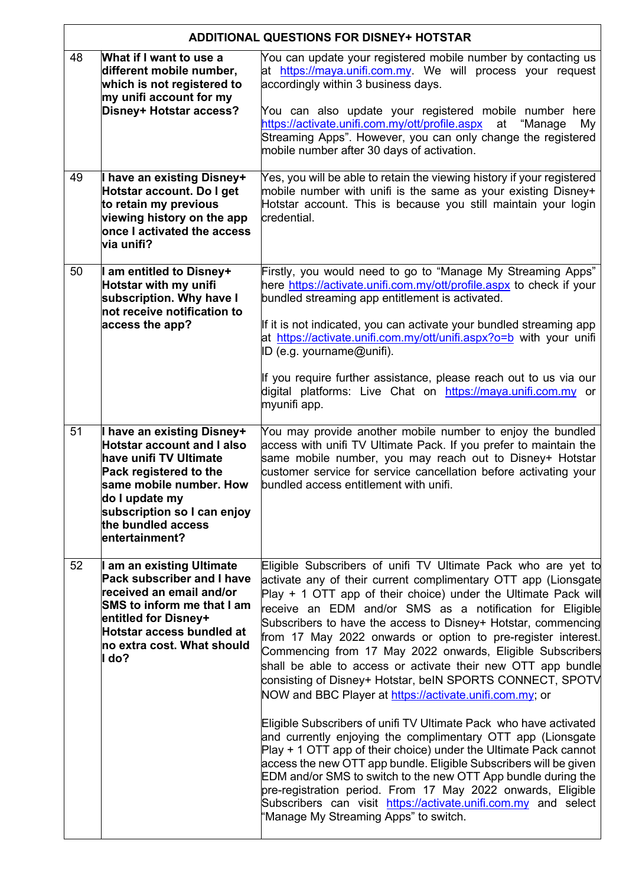| ADDITIONAL QUESTIONS FOR DISNEY+ HOTSTAR | | |
|---|---|---|
| 48 | **What if I want to use a different mobile number, which is not registered to my unifi account for my Disney+ Hotstar access?** | You can update your registered mobile number by contacting us at https://maya.unifi.com.my. We will process your request accordingly within 3 business days.<br><br>You can also update your registered mobile number here https://activate.unifi.com.my/ott/profile.aspx at "Manage My Streaming Apps". However, you can only change the registered mobile number after 30 days of activation. |
| 49 | **I have an existing Disney+ Hotstar account. Do I get to retain my previous viewing history on the app once I activated the access via unifi?** | Yes, you will be able to retain the viewing history if your registered mobile number with unifi is the same as your existing Disney+ Hotstar account. This is because you still maintain your login credential. |
| 50 | **I am entitled to Disney+ Hotstar with my unifi subscription. Why have I not receive notification to access the app?** | Firstly, you would need to go to "Manage My Streaming Apps" here https://activate.unifi.com.my/ott/profile.aspx to check if your bundled streaming app entitlement is activated.<br><br>If it is not indicated, you can activate your bundled streaming app at https://activate.unifi.com.my/ott/unifi.aspx?o=b with your unifi ID (e.g. yourname@unifi).<br><br>If you require further assistance, please reach out to us via our digital platforms: Live Chat on https://maya.unifi.com.my or myunifi app. |
| 51 | **I have an existing Disney+ Hotstar account and I also have unifi TV Ultimate Pack registered to the same mobile number. How do I update my subscription so I can enjoy the bundled access entertainment?** | You may provide another mobile number to enjoy the bundled access with unifi TV Ultimate Pack. If you prefer to maintain the same mobile number, you may reach out to Disney+ Hotstar customer service for service cancellation before activating your bundled access entitlement with unifi. |
| 52 | **I am an existing Ultimate Pack subscriber and I have received an email and/or SMS to inform me that I am entitled for Disney+ Hotstar access bundled at no extra cost. What should I do?** | Eligible Subscribers of unifi TV Ultimate Pack who are yet to activate any of their current complimentary OTT app (Lionsgate Play + 1 OTT app of their choice) under the Ultimate Pack will receive an EDM and/or SMS as a notification for Eligible Subscribers to have the access to Disney+ Hotstar, commencing from 17 May 2022 onwards or option to pre-register interest. Commencing from 17 May 2022 onwards, Eligible Subscribers shall be able to access or activate their new OTT app bundle consisting of Disney+ Hotstar, beIN SPORTS CONNECT, SPOTV NOW and BBC Player at https://activate.unifi.com.my; or<br><br>Eligible Subscribers of unifi TV Ultimate Pack who have activated and currently enjoying the complimentary OTT app (Lionsgate Play + 1 OTT app of their choice) under the Ultimate Pack cannot access the new OTT app bundle. Eligible Subscribers will be given EDM and/or SMS to switch to the new OTT App bundle during the pre-registration period. From 17 May 2022 onwards, Eligible Subscribers can visit https://activate.unifi.com.my and select "Manage My Streaming Apps" to switch. |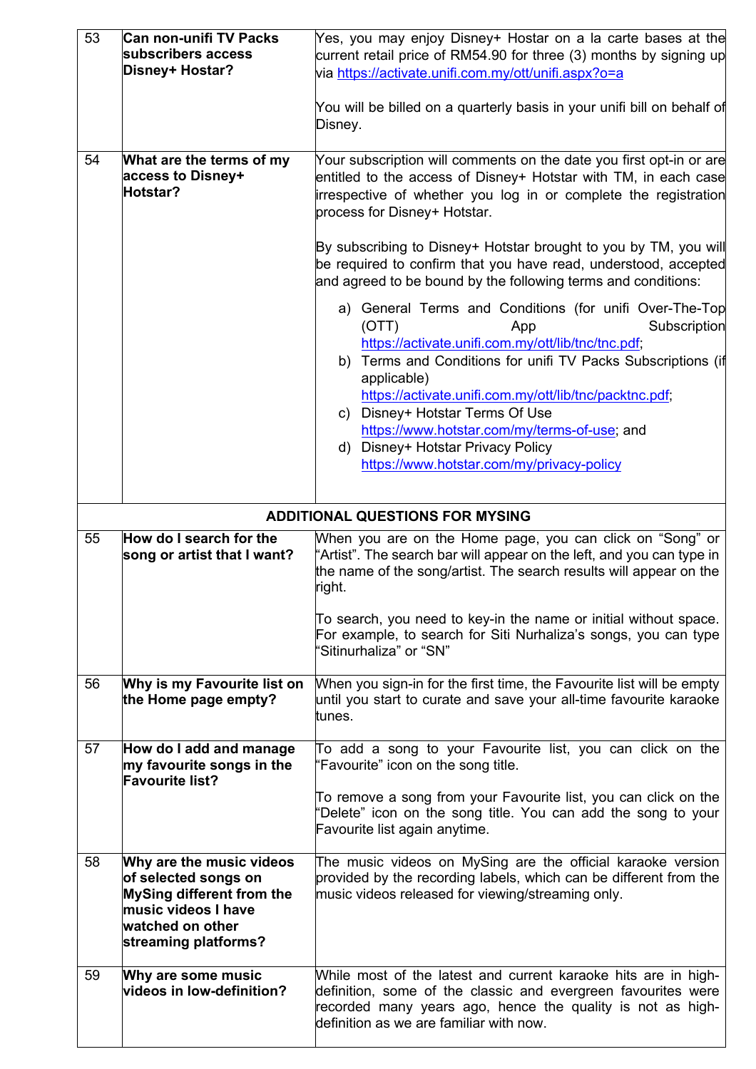| | | |
|---|---|---|
| 53 | **Can non-unifi TV Packs subscribers access Disney+ Hostar?** | Yes, you may enjoy Disney+ Hostar on a la carte bases at the current retail price of RM54.90 for three (3) months by signing up via https://activate.unifi.com.my/ott/unifi.aspx?o=a <br><br> You will be billed on a quarterly basis in your unifi bill on behalf of Disney. |
| 54 | **What are the terms of my access to Disney+ Hotstar?** | Your subscription will comments on the date you first opt-in or are entitled to the access of Disney+ Hotstar with TM, in each case irrespective of whether you log in or complete the registration process for Disney+ Hotstar. <br><br> By subscribing to Disney+ Hotstar brought to you by TM, you will be required to confirm that you have read, understood, accepted and agreed to be bound by the following terms and conditions: <br><br> a) General Terms and Conditions (for unifi Over-The-Top (OTT) App Subscription https://activate.unifi.com.my/ott/lib/tnc/tnc.pdf; <br> b) Terms and Conditions for unifi TV Packs Subscriptions (if applicable) https://activate.unifi.com.my/ott/lib/tnc/packtnc.pdf; <br> c) Disney+ Hotstar Terms Of Use https://www.hotstar.com/my/terms-of-use; and <br> d) Disney+ Hotstar Privacy Policy https://www.hotstar.com/my/privacy-policy |
| | **ADDITIONAL QUESTIONS FOR MYSING** | |
| 55 | **How do I search for the song or artist that I want?** | When you are on the Home page, you can click on "Song" or "Artist". The search bar will appear on the left, and you can type in the name of the song/artist. The search results will appear on the right. <br><br> To search, you need to key-in the name or initial without space. For example, to search for Siti Nurhaliza's songs, you can type "Sitinurhaliza" or "SN" |
| 56 | **Why is my Favourite list on the Home page empty?** | When you sign-in for the first time, the Favourite list will be empty until you start to curate and save your all-time favourite karaoke tunes. |
| 57 | **How do I add and manage my favourite songs in the Favourite list?** | To add a song to your Favourite list, you can click on the "Favourite" icon on the song title. <br><br> To remove a song from your Favourite list, you can click on the "Delete" icon on the song title. You can add the song to your Favourite list again anytime. |
| 58 | **Why are the music videos of selected songs on MySing different from the music videos I have watched on other streaming platforms?** | The music videos on MySing are the official karaoke version provided by the recording labels, which can be different from the music videos released for viewing/streaming only. |
| 59 | **Why are some music videos in low-definition?** | While most of the latest and current karaoke hits are in high-definition, some of the classic and evergreen favourites were recorded many years ago, hence the quality is not as high-definition as we are familiar with now. |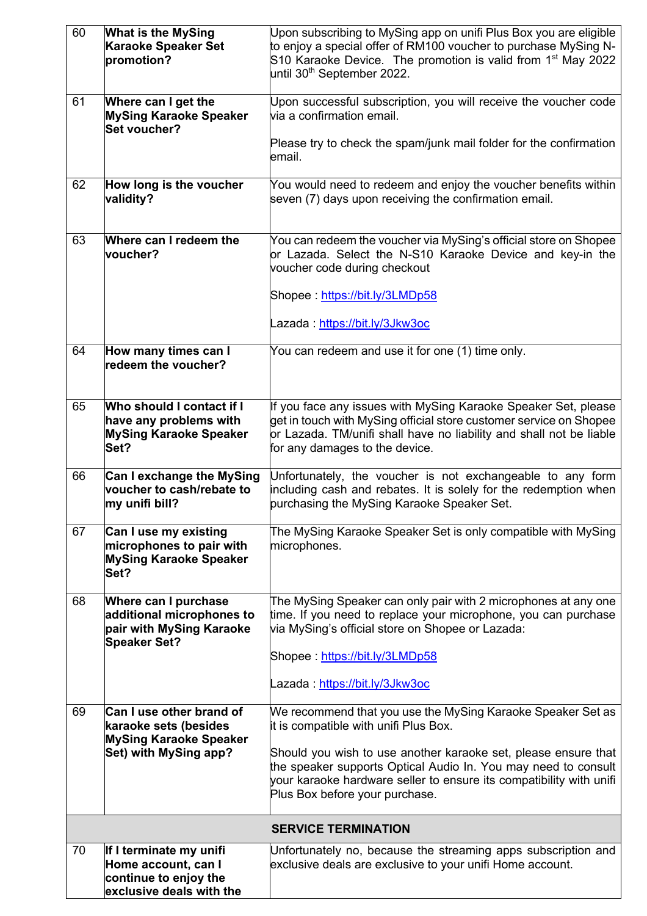| | | |
|---|---|---|
| 60 | **What is the MySing Karaoke Speaker Set promotion?** | Upon subscribing to MySing app on unifi Plus Box you are eligible to enjoy a special offer of RM100 voucher to purchase MySing N-S10 Karaoke Device. The promotion is valid from 1st May 2022 until 30th September 2022. |
| 61 | **Where can I get the MySing Karaoke Speaker Set voucher?** | Upon successful subscription, you will receive the voucher code via a confirmation email.<br><br>Please try to check the spam/junk mail folder for the confirmation email. |
| 62 | **How long is the voucher validity?** | You would need to redeem and enjoy the voucher benefits within seven (7) days upon receiving the confirmation email. |
| 63 | **Where can I redeem the voucher?** | You can redeem the voucher via MySing's official store on Shopee or Lazada. Select the N-S10 Karaoke Device and key-in the voucher code during checkout<br><br>Shopee : https://bit.ly/3LMDp58<br><br>Lazada : https://bit.ly/3Jkw3oc |
| 64 | **How many times can I redeem the voucher?** | You can redeem and use it for one (1) time only. |
| 65 | **Who should I contact if I have any problems with MySing Karaoke Speaker Set?** | If you face any issues with MySing Karaoke Speaker Set, please get in touch with MySing official store customer service on Shopee or Lazada. TM/unifi shall have no liability and shall not be liable for any damages to the device. |
| 66 | **Can I exchange the MySing voucher to cash/rebate to my unifi bill?** | Unfortunately, the voucher is not exchangeable to any form including cash and rebates. It is solely for the redemption when purchasing the MySing Karaoke Speaker Set. |
| 67 | **Can I use my existing microphones to pair with MySing Karaoke Speaker Set?** | The MySing Karaoke Speaker Set is only compatible with MySing microphones. |
| 68 | **Where can I purchase additional microphones to pair with MySing Karaoke Speaker Set?** | The MySing Speaker can only pair with 2 microphones at any one time. If you need to replace your microphone, you can purchase via MySing's official store on Shopee or Lazada:<br><br>Shopee : https://bit.ly/3LMDp58<br><br>Lazada : https://bit.ly/3Jkw3oc |
| 69 | **Can I use other brand of karaoke sets (besides MySing Karaoke Speaker Set) with MySing app?** | We recommend that you use the MySing Karaoke Speaker Set as it is compatible with unifi Plus Box.<br><br>Should you wish to use another karaoke set, please ensure that the speaker supports Optical Audio In. You may need to consult your karaoke hardware seller to ensure its compatibility with unifi Plus Box before your purchase. |
| | **SERVICE TERMINATION** | |
| 70 | **If I terminate my unifi Home account, can I continue to enjoy the exclusive deals with the** | Unfortunately no, because the streaming apps subscription and exclusive deals are exclusive to your unifi Home account. |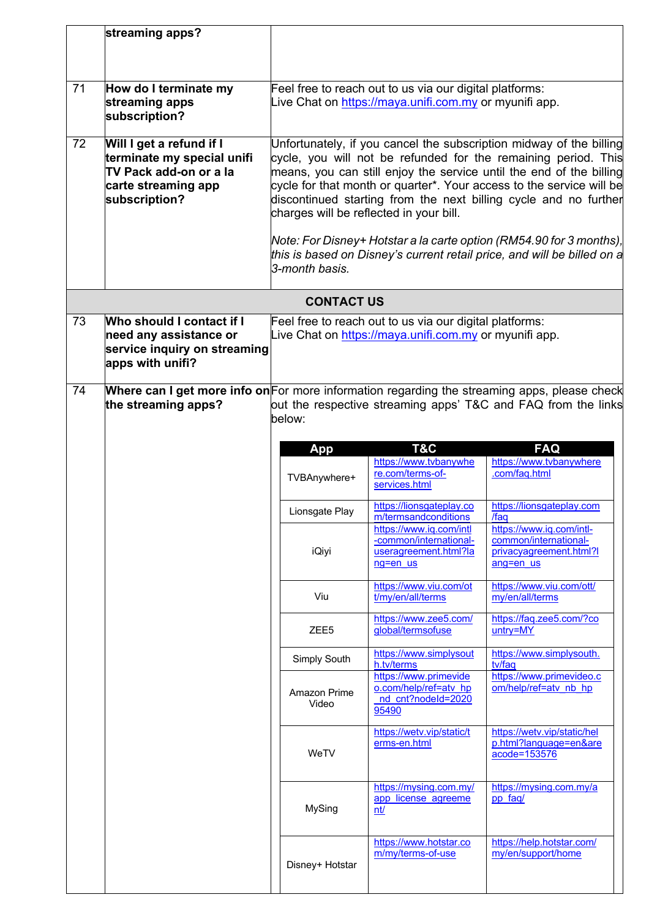| | | |
|---|---|---|
| | **streaming apps?** | |
| 71 | **How do I terminate my streaming apps subscription?** | Feel free to reach out to us via our digital platforms:<br>Live Chat on https://maya.unifi.com.my or myunifi app. |
| 72 | **Will I get a refund if I terminate my special unifi TV Pack add-on or a la carte streaming app subscription?** | Unfortunately, if you cancel the subscription midway of the billing cycle, you will not be refunded for the remaining period. This means, you can still enjoy the service until the end of the billing cycle for that month or quarter*. Your access to the service will be discontinued starting from the next billing cycle and no further charges will be reflected in your bill.<br><br>*Note: For Disney+ Hotstar a la carte option (RM54.90 for 3 months), this is based on Disney's current retail price, and will be billed on a 3-month basis.* |
| | **CONTACT US** | |
| 73 | **Who should I contact if I need any assistance or service inquiry on streaming apps with unifi?** | Feel free to reach out to us via our digital platforms:<br>Live Chat on https://maya.unifi.com.my or myunifi app. |
| 74 | **Where can I get more info on the streaming apps?** | For more information regarding the streaming apps, please check out the respective streaming apps' T&C and FAQ from the links below: |

| App | T&C | FAQ |
|---|---|---|
| TVBAnywhere+ | https://www.tvbanywhere.com/terms-of-services.html | https://www.tvbanywhere.com/faq.html |
| Lionsgate Play | https://lionsgateplay.com/termsandconditions | https://lionsgateplay.com/faq |
| iQiyi | https://www.iq.com/intl-common/international-useragreement.html?lang=en_us | https://www.iq.com/intl-common/international-privacyagreement.html?lang=en_us |
| Viu | https://www.viu.com/ott/my/en/all/terms | https://www.viu.com/ott/my/en/all/terms |
| ZEE5 | https://www.zee5.com/global/termsofuse | https://faq.zee5.com/?country=MY |
| Simply South | https://www.simplysouth.tv/terms | https://www.simplysouth.tv/faq |
| Amazon Prime Video | https://www.primevideo.com/help/ref=atv_hp_nd_cnt?nodeId=202095490 | https://www.primevideo.com/help/ref=atv_nb_hp |
| WeTV | https://wetv.vip/static/terms-en.html | https://wetv.vip/static/help.html?language=en&areacode=153576 |
| MySing | https://mysing.com.my/app_license_agreement/ | https://mysing.com.my/app_faq/ |
| Disney+ Hotstar | https://www.hotstar.com/my/terms-of-use | https://help.hotstar.com/my/en/support/home |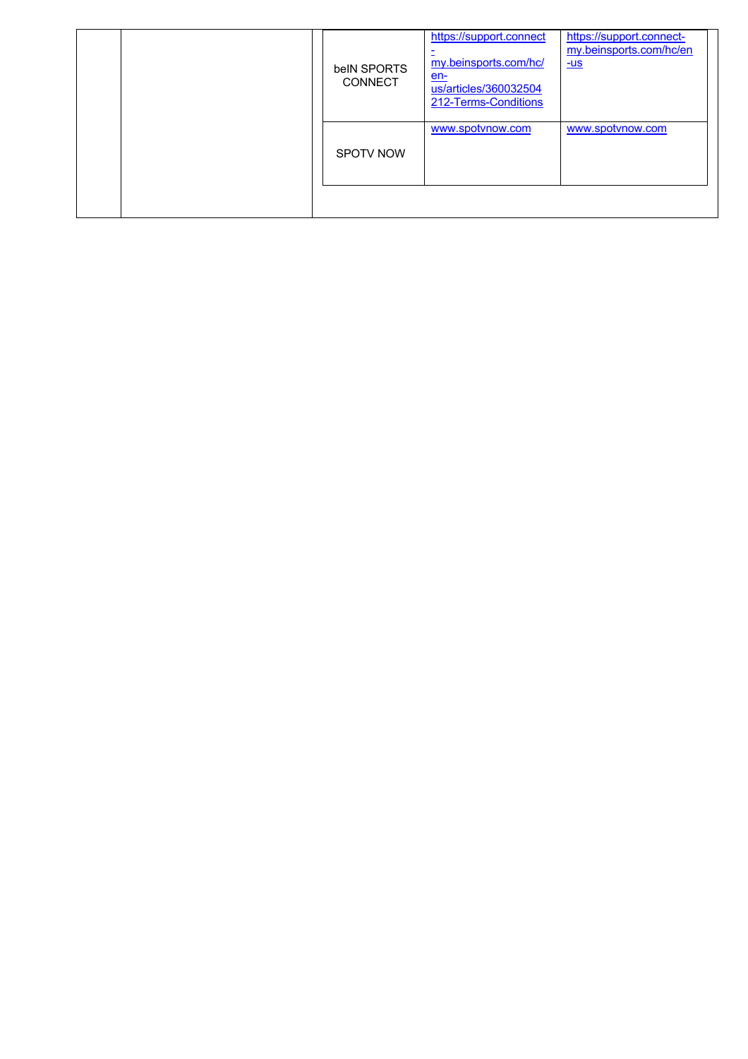|  |  | Service | Terms | Website |
|---|---|---|---|---|
|  |  | beIN SPORTS CONNECT | https://support.connect-my.beinsports.com/hc/en-us/articles/360032504212-Terms-Conditions | https://support.connect-my.beinsports.com/hc/en-us |
|  |  | SPOTV NOW | www.spotvnow.com | www.spotvnow.com |